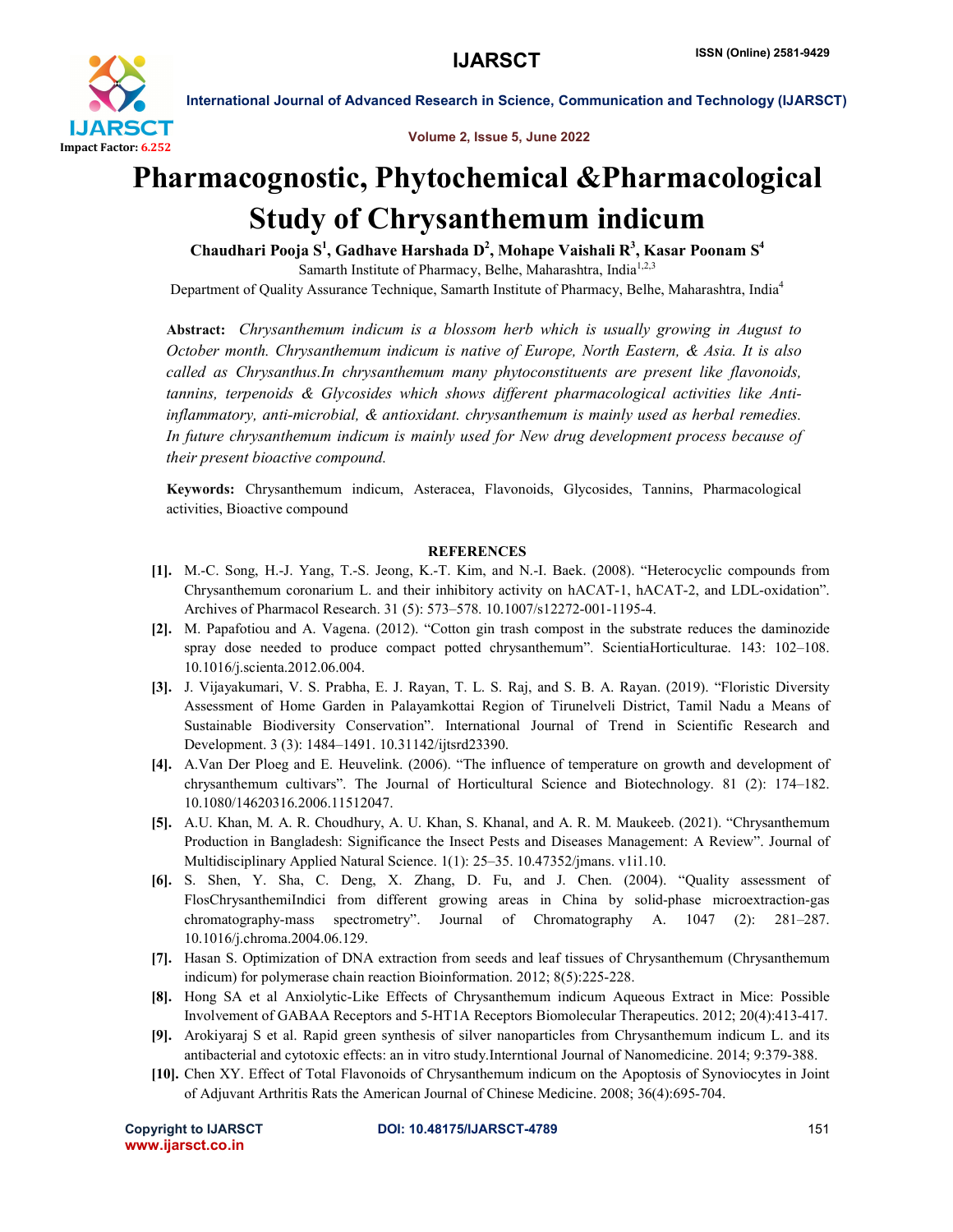# Pharmacognostic, Phytochemical &Pharmacological Study of Chrysanthemum indicum

**Chaudhari Pooja S[1], Gadhave Harshada D[2], Mohape Vaishali R[3], Kasar Poonam S[4]**

Samarth Institute of Pharmacy, Belhe, Maharashtra, India[1,2,3]

Department of Quality Assurance Technique, Samarth Institute of Pharmacy, Belhe, Maharashtra, India[4]

**Abstract:** *Chrysanthemum indicum is a blossom herb which is usually growing in August to October month. Chrysanthemum indicum is native of Europe, North Eastern, & Asia. It is also called as Chrysanthus.In chrysanthemum many phytoconstituents are present like flavonoids, tannins, terpenoids & Glycosides which shows different pharmacological activities like Anti-inflammatory, anti-microbial, & antioxidant. chrysanthemum is mainly used as herbal remedies. In future chrysanthemum indicum is mainly used for New drug development process because of their present bioactive compound.*

**Keywords:** Chrysanthemum indicum, Asteracea, Flavonoids, Glycosides, Tannins, Pharmacological activities, Bioactive compound

## REFERENCES

**[1].** M.-C. Song, H.-J. Yang, T.-S. Jeong, K.-T. Kim, and N.-I. Baek. (2008). "Heterocyclic compounds from Chrysanthemum coronarium L. and their inhibitory activity on hACAT-1, hACAT-2, and LDL-oxidation". Archives of Pharmacol Research. 31 (5): 573–578. 10.1007/s12272-001-1195-4.

**[2].** M. Papafotiou and A. Vagena. (2012). "Cotton gin trash compost in the substrate reduces the daminozide spray dose needed to produce compact potted chrysanthemum". ScientiaHorticulturae. 143: 102–108. 10.1016/j.scienta.2012.06.004.

**[3].** J. Vijayakumari, V. S. Prabha, E. J. Rayan, T. L. S. Raj, and S. B. A. Rayan. (2019). "Floristic Diversity Assessment of Home Garden in Palayamkottai Region of Tirunelveli District, Tamil Nadu a Means of Sustainable Biodiversity Conservation". International Journal of Trend in Scientific Research and Development. 3 (3): 1484–1491. 10.31142/ijtsrd23390.

**[4].** A.Van Der Ploeg and E. Heuvelink. (2006). "The influence of temperature on growth and development of chrysanthemum cultivars". The Journal of Horticultural Science and Biotechnology. 81 (2): 174–182. 10.1080/14620316.2006.11512047.

**[5].** A.U. Khan, M. A. R. Choudhury, A. U. Khan, S. Khanal, and A. R. M. Maukeeb. (2021). "Chrysanthemum Production in Bangladesh: Significance the Insect Pests and Diseases Management: A Review". Journal of Multidisciplinary Applied Natural Science. 1(1): 25–35. 10.47352/jmans. v1i1.10.

**[6].** S. Shen, Y. Sha, C. Deng, X. Zhang, D. Fu, and J. Chen. (2004). "Quality assessment of FlosChrysanthemiIndici from different growing areas in China by solid-phase microextraction-gas chromatography-mass spectrometry". Journal of Chromatography A. 1047 (2): 281–287. 10.1016/j.chroma.2004.06.129.

**[7].** Hasan S. Optimization of DNA extraction from seeds and leaf tissues of Chrysanthemum (Chrysanthemum indicum) for polymerase chain reaction Bioinformation. 2012; 8(5):225-228.

**[8].** Hong SA et al Anxiolytic-Like Effects of Chrysanthemum indicum Aqueous Extract in Mice: Possible Involvement of GABAA Receptors and 5-HT1A Receptors Biomolecular Therapeutics. 2012; 20(4):413-417.

**[9].** Arokiyaraj S et al. Rapid green synthesis of silver nanoparticles from Chrysanthemum indicum L. and its antibacterial and cytotoxic effects: an in vitro study.Interntional Journal of Nanomedicine. 2014; 9:379-388.

**[10].** Chen XY. Effect of Total Flavonoids of Chrysanthemum indicum on the Apoptosis of Synoviocytes in Joint of Adjuvant Arthritis Rats the American Journal of Chinese Medicine. 2008; 36(4):695-704.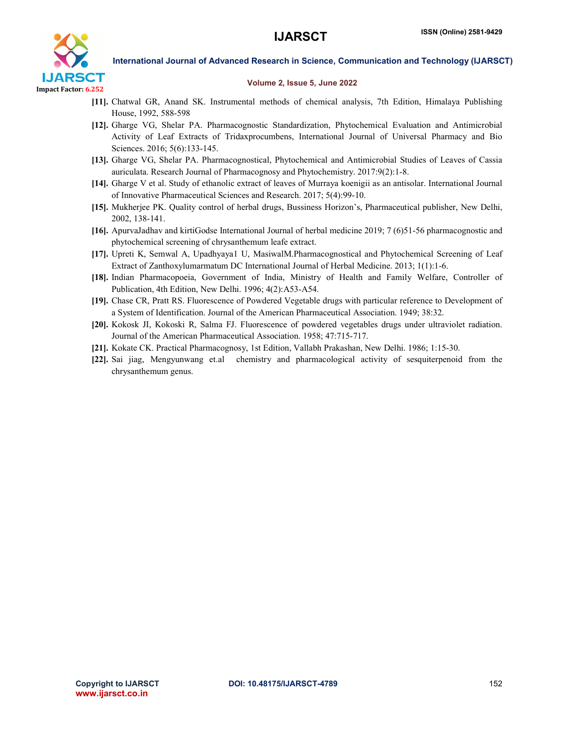- [11]. Chatwal GR, Anand SK. Instrumental methods of chemical analysis, 7th Edition, Himalaya Publishing House, 1992, 588-598
- [12]. Gharge VG, Shelar PA. Pharmacognostic Standardization, Phytochemical Evaluation and Antimicrobial Activity of Leaf Extracts of Tridaxprocumbens, International Journal of Universal Pharmacy and Bio Sciences. 2016; 5(6):133-145.
- [13]. Gharge VG, Shelar PA. Pharmacognostical, Phytochemical and Antimicrobial Studies of Leaves of Cassia auriculata. Research Journal of Pharmacognosy and Phytochemistry. 2017:9(2):1-8.
- [14]. Gharge V et al. Study of ethanolic extract of leaves of Murraya koenigii as an antisolar. International Journal of Innovative Pharmaceutical Sciences and Research. 2017; 5(4):99-10.
- [15]. Mukherjee PK. Quality control of herbal drugs, Bussiness Horizon's, Pharmaceutical publisher, New Delhi, 2002, 138-141.
- [16]. ApurvaJadhav and kirtiGodse International Journal of herbal medicine 2019; 7 (6)51-56 pharmacognostic and phytochemical screening of chrysanthemum leafe extract.
- [17]. Upreti K, Semwal A, Upadhyaya1 U, MasiwalM.Pharmacognostical and Phytochemical Screening of Leaf Extract of Zanthoxylumarmatum DC International Journal of Herbal Medicine. 2013; 1(1):1-6.
- [18]. Indian Pharmacopoeia, Government of India, Ministry of Health and Family Welfare, Controller of Publication, 4th Edition, New Delhi. 1996; 4(2):A53-A54.
- [19]. Chase CR, Pratt RS. Fluorescence of Powdered Vegetable drugs with particular reference to Development of a System of Identification. Journal of the American Pharmaceutical Association. 1949; 38:32.
- [20]. Kokosk JI, Kokoski R, Salma FJ. Fluorescence of powdered vegetables drugs under ultraviolet radiation. Journal of the American Pharmaceutical Association. 1958; 47:715-717.
- [21]. Kokate CK. Practical Pharmacognosy, 1st Edition, Vallabh Prakashan, New Delhi. 1986; 1:15-30.
- [22]. Sai jiag, Mengyunwang et.al chemistry and pharmacological activity of sesquiterpenoid from the chrysanthemum genus.